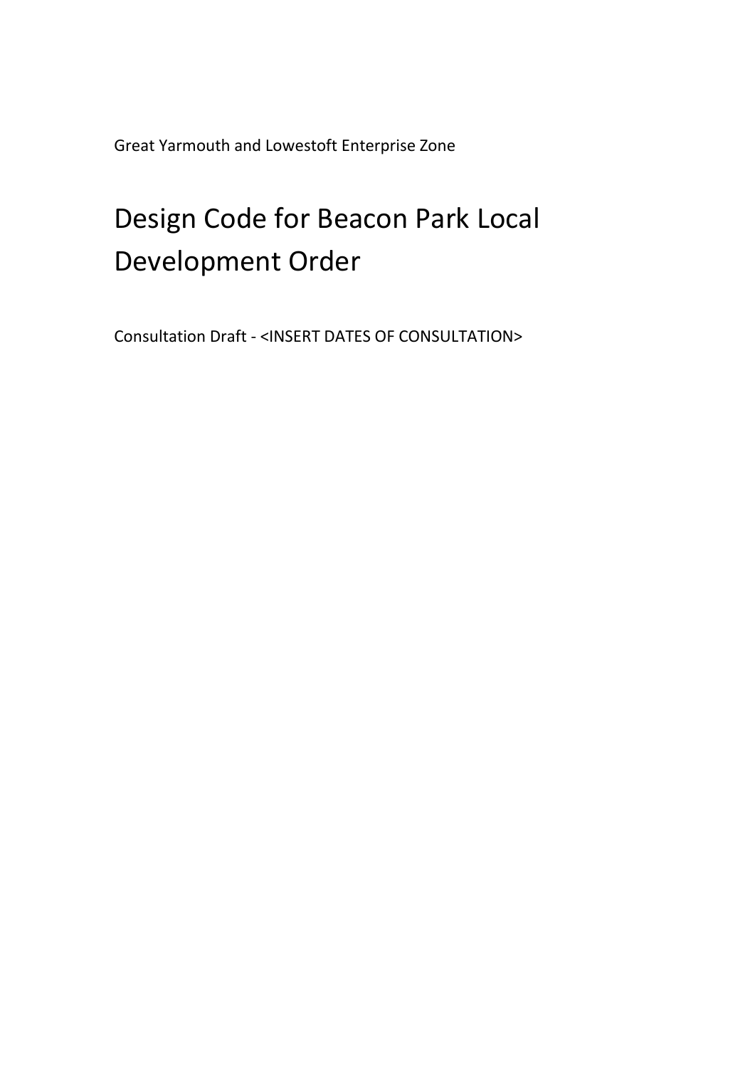Great Yarmouth and Lowestoft Enterprise Zone

# Design Code for Beacon Park Local Development Order

Consultation Draft - <INSERT DATES OF CONSULTATION>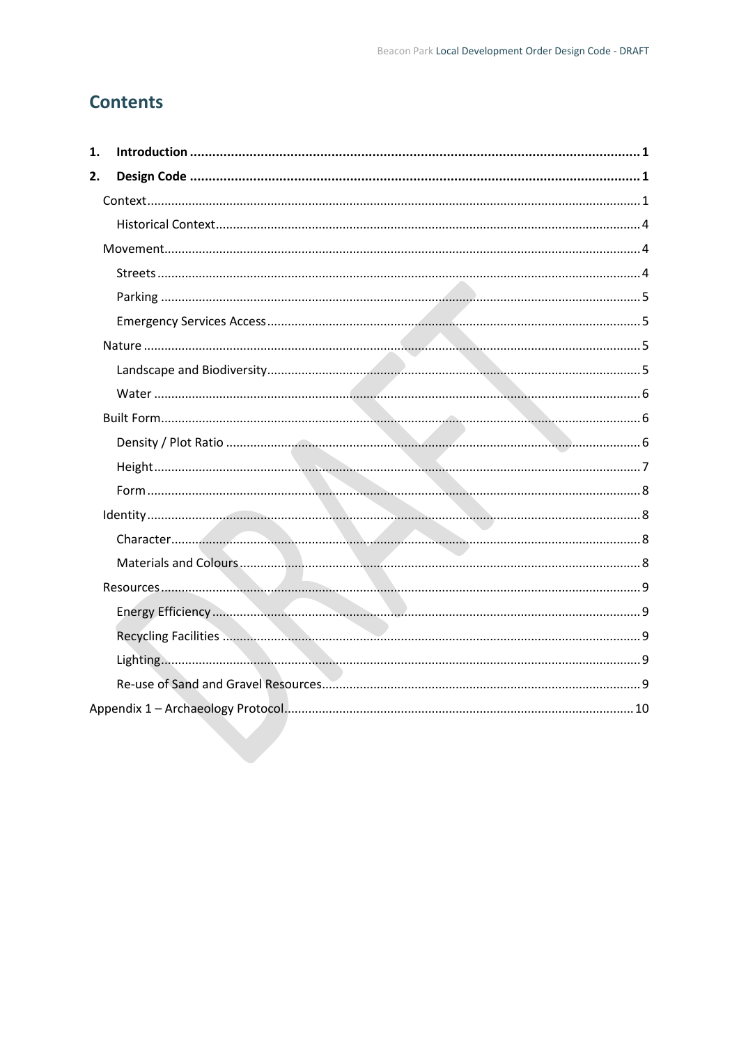# Contents

**1. Introduction ........................................................................................................ 1**

**2. Design Code ........................................................................................................ 1**

Context ........................................................................................................ 1

Historical Context ........................................................................................................ 4

Movement ........................................................................................................ 4

Streets ........................................................................................................ 4

Parking ........................................................................................................ 5

Emergency Services Access ........................................................................................................ 5

Nature ........................................................................................................ 5

Landscape and Biodiversity ........................................................................................................ 5

Water ........................................................................................................ 6

Built Form ........................................................................................................ 6

Density / Plot Ratio ........................................................................................................ 6

Height ........................................................................................................ 7

Form ........................................................................................................ 8

Identity ........................................................................................................ 8

Character ........................................................................................................ 8

Materials and Colours ........................................................................................................ 8

Resources ........................................................................................................ 9

Energy Efficiency ........................................................................................................ 9

Recycling Facilities ........................................................................................................ 9

Lighting ........................................................................................................ 9

Re-use of Sand and Gravel Resources ........................................................................................................ 9

Appendix 1 – Archaeology Protocol ........................................................................................................ 10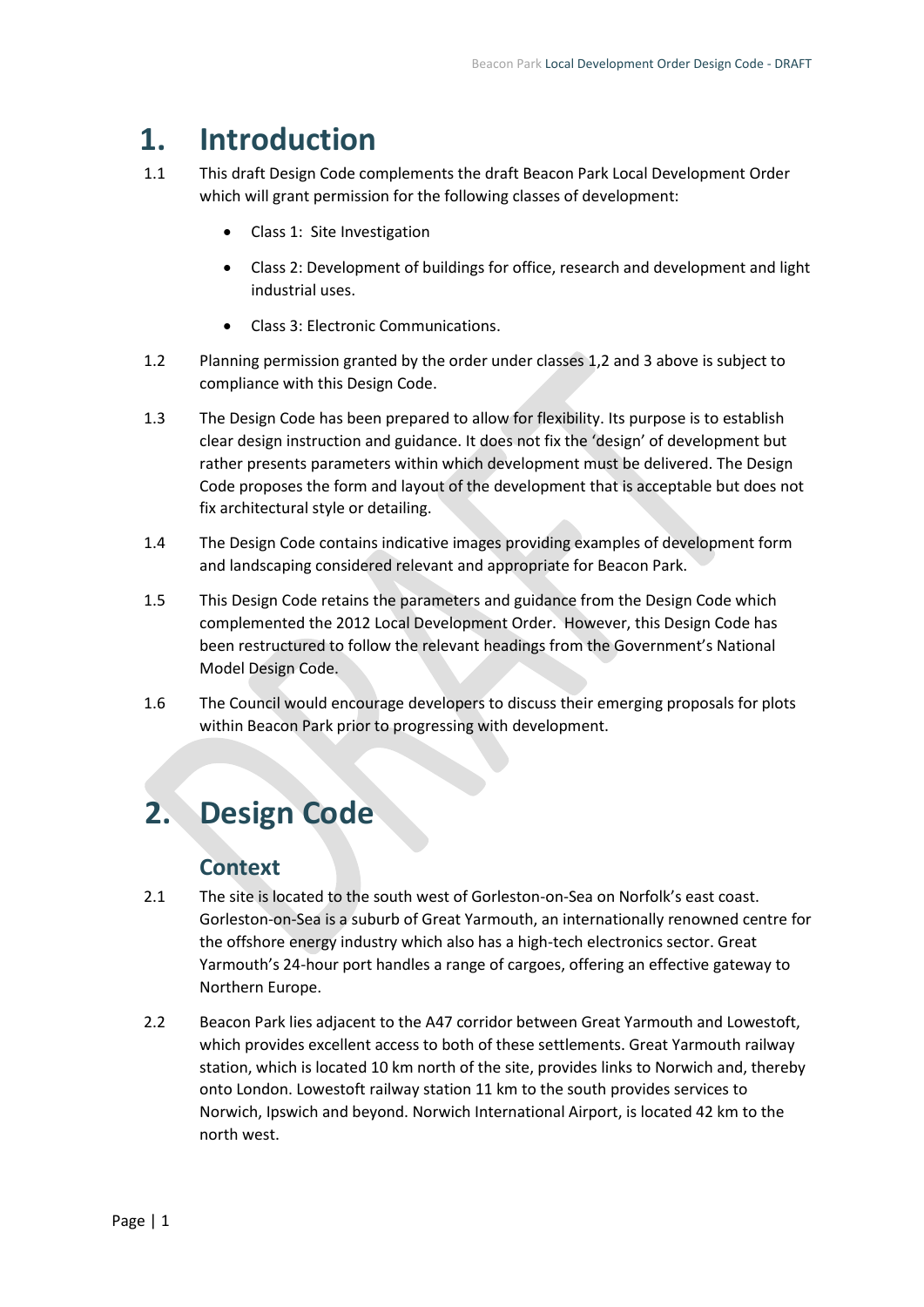# 1. Introduction

1.1 This draft Design Code complements the draft Beacon Park Local Development Order which will grant permission for the following classes of development:

- Class 1: Site Investigation
- Class 2: Development of buildings for office, research and development and light industrial uses.
- Class 3: Electronic Communications.

1.2 Planning permission granted by the order under classes 1,2 and 3 above is subject to compliance with this Design Code.

1.3 The Design Code has been prepared to allow for flexibility. Its purpose is to establish clear design instruction and guidance. It does not fix the 'design' of development but rather presents parameters within which development must be delivered. The Design Code proposes the form and layout of the development that is acceptable but does not fix architectural style or detailing.

1.4 The Design Code contains indicative images providing examples of development form and landscaping considered relevant and appropriate for Beacon Park.

1.5 This Design Code retains the parameters and guidance from the Design Code which complemented the 2012 Local Development Order. However, this Design Code has been restructured to follow the relevant headings from the Government's National Model Design Code.

1.6 The Council would encourage developers to discuss their emerging proposals for plots within Beacon Park prior to progressing with development.

# 2. Design Code

## Context

2.1 The site is located to the south west of Gorleston-on-Sea on Norfolk's east coast. Gorleston-on-Sea is a suburb of Great Yarmouth, an internationally renowned centre for the offshore energy industry which also has a high-tech electronics sector. Great Yarmouth's 24-hour port handles a range of cargoes, offering an effective gateway to Northern Europe.

2.2 Beacon Park lies adjacent to the A47 corridor between Great Yarmouth and Lowestoft, which provides excellent access to both of these settlements. Great Yarmouth railway station, which is located 10 km north of the site, provides links to Norwich and, thereby onto London. Lowestoft railway station 11 km to the south provides services to Norwich, Ipswich and beyond. Norwich International Airport, is located 42 km to the north west.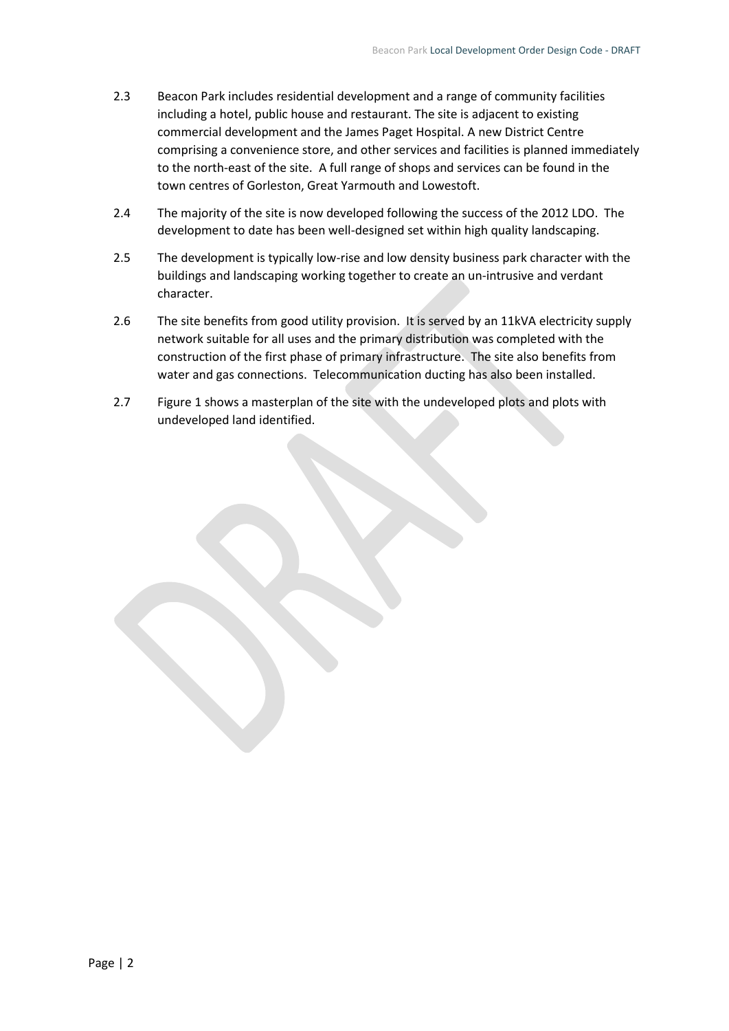2.3 Beacon Park includes residential development and a range of community facilities including a hotel, public house and restaurant. The site is adjacent to existing commercial development and the James Paget Hospital. A new District Centre comprising a convenience store, and other services and facilities is planned immediately to the north-east of the site. A full range of shops and services can be found in the town centres of Gorleston, Great Yarmouth and Lowestoft.

2.4 The majority of the site is now developed following the success of the 2012 LDO. The development to date has been well-designed set within high quality landscaping.

2.5 The development is typically low-rise and low density business park character with the buildings and landscaping working together to create an un-intrusive and verdant character.

2.6 The site benefits from good utility provision. It is served by an 11kVA electricity supply network suitable for all uses and the primary distribution was completed with the construction of the first phase of primary infrastructure. The site also benefits from water and gas connections. Telecommunication ducting has also been installed.

2.7 Figure 1 shows a masterplan of the site with the undeveloped plots and plots with undeveloped land identified.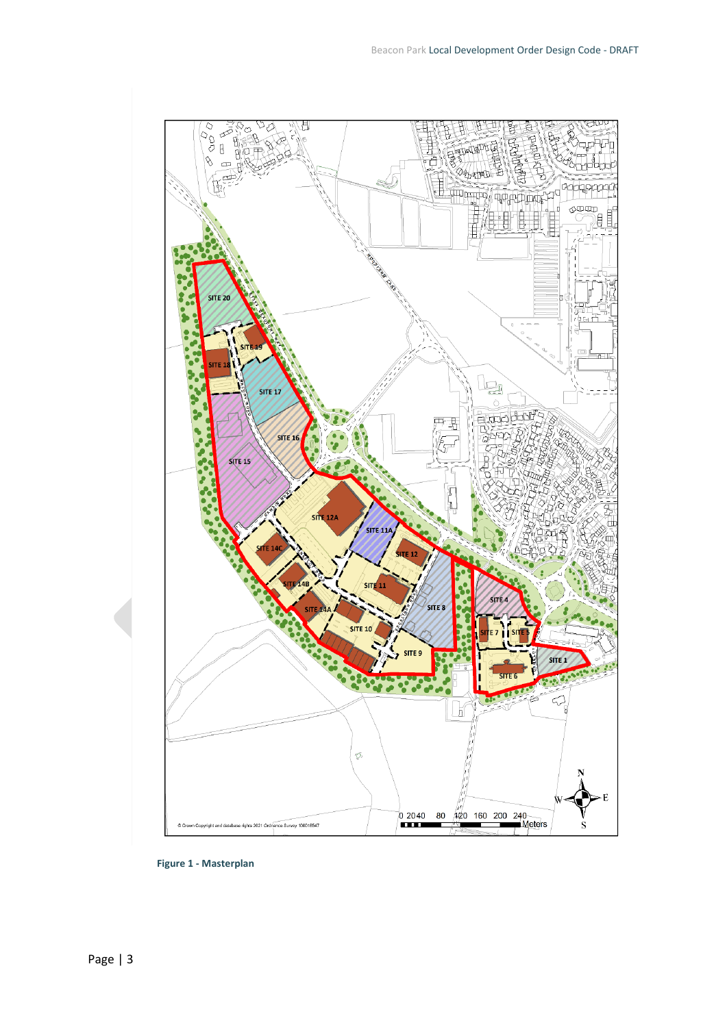**Figure 1 - Masterplan**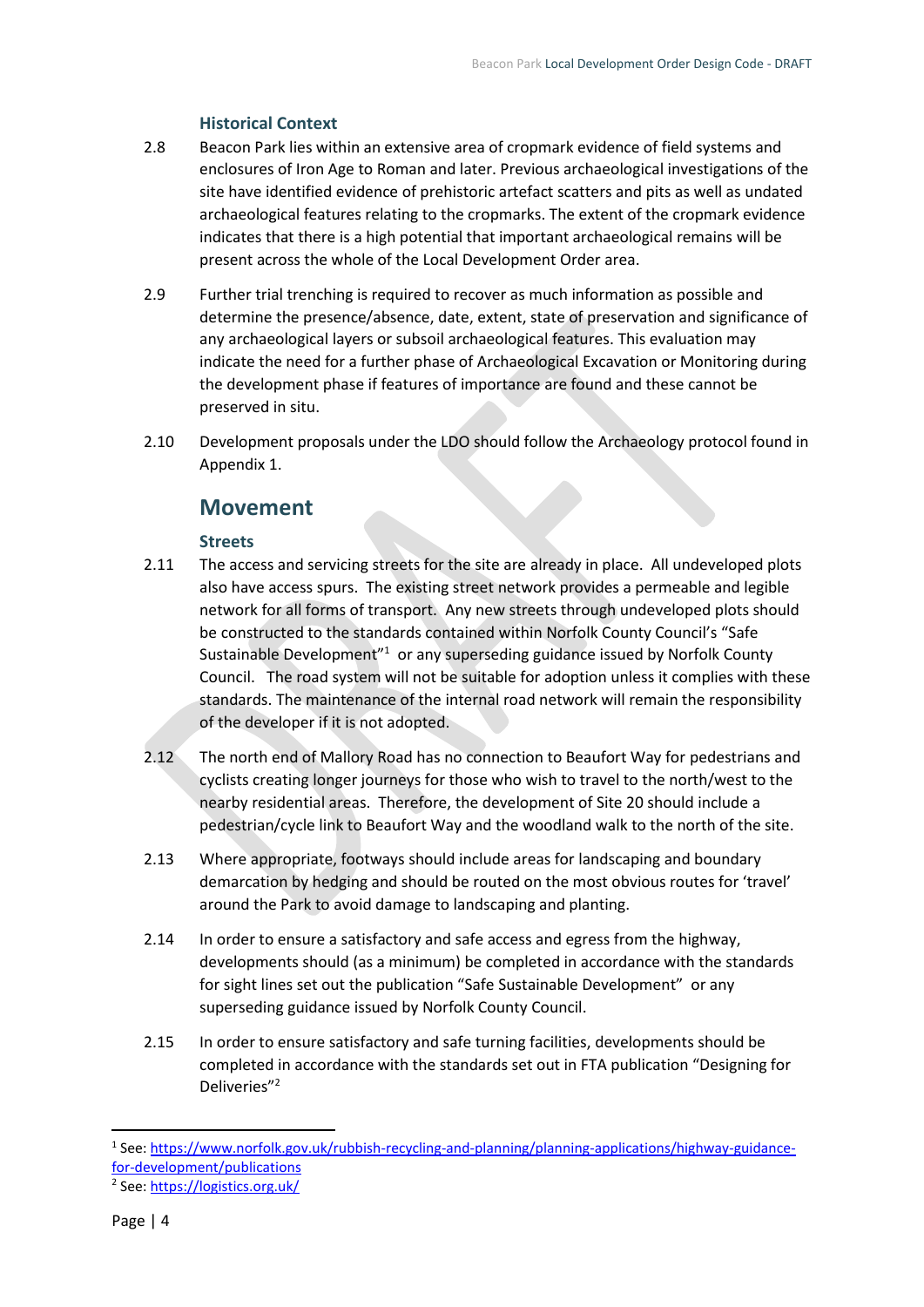### Historical Context

2.8 Beacon Park lies within an extensive area of cropmark evidence of field systems and enclosures of Iron Age to Roman and later. Previous archaeological investigations of the site have identified evidence of prehistoric artefact scatters and pits as well as undated archaeological features relating to the cropmarks. The extent of the cropmark evidence indicates that there is a high potential that important archaeological remains will be present across the whole of the Local Development Order area.

2.9 Further trial trenching is required to recover as much information as possible and determine the presence/absence, date, extent, state of preservation and significance of any archaeological layers or subsoil archaeological features. This evaluation may indicate the need for a further phase of Archaeological Excavation or Monitoring during the development phase if features of importance are found and these cannot be preserved in situ.

2.10 Development proposals under the LDO should follow the Archaeology protocol found in Appendix 1.

## Movement

### Streets

2.11 The access and servicing streets for the site are already in place. All undeveloped plots also have access spurs. The existing street network provides a permeable and legible network for all forms of transport. Any new streets through undeveloped plots should be constructed to the standards contained within Norfolk County Council's "Safe Sustainable Development"[1] or any superseding guidance issued by Norfolk County Council. The road system will not be suitable for adoption unless it complies with these standards. The maintenance of the internal road network will remain the responsibility of the developer if it is not adopted.

2.12 The north end of Mallory Road has no connection to Beaufort Way for pedestrians and cyclists creating longer journeys for those who wish to travel to the north/west to the nearby residential areas. Therefore, the development of Site 20 should include a pedestrian/cycle link to Beaufort Way and the woodland walk to the north of the site.

2.13 Where appropriate, footways should include areas for landscaping and boundary demarcation by hedging and should be routed on the most obvious routes for 'travel' around the Park to avoid damage to landscaping and planting.

2.14 In order to ensure a satisfactory and safe access and egress from the highway, developments should (as a minimum) be completed in accordance with the standards for sight lines set out the publication "Safe Sustainable Development" or any superseding guidance issued by Norfolk County Council.

2.15 In order to ensure satisfactory and safe turning facilities, developments should be completed in accordance with the standards set out in FTA publication "Designing for Deliveries"[2]

---

[1] See: https://www.norfolk.gov.uk/rubbish-recycling-and-planning/planning-applications/highway-guidance-for-development/publications

[2] See: https://logistics.org.uk/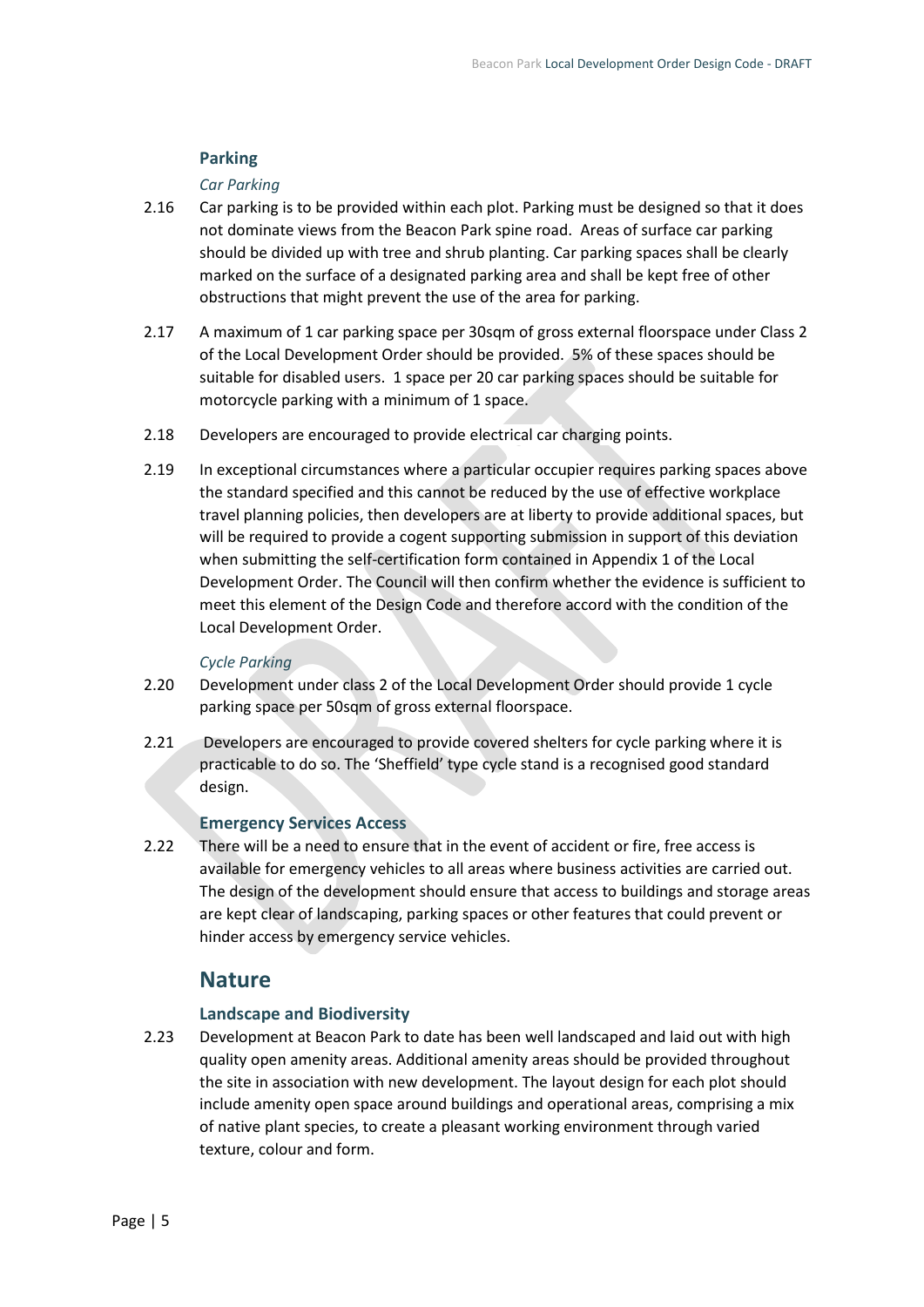### Parking

#### *Car Parking*

2.16 Car parking is to be provided within each plot. Parking must be designed so that it does not dominate views from the Beacon Park spine road. Areas of surface car parking should be divided up with tree and shrub planting. Car parking spaces shall be clearly marked on the surface of a designated parking area and shall be kept free of other obstructions that might prevent the use of the area for parking.

2.17 A maximum of 1 car parking space per 30sqm of gross external floorspace under Class 2 of the Local Development Order should be provided. 5% of these spaces should be suitable for disabled users. 1 space per 20 car parking spaces should be suitable for motorcycle parking with a minimum of 1 space.

2.18 Developers are encouraged to provide electrical car charging points.

2.19 In exceptional circumstances where a particular occupier requires parking spaces above the standard specified and this cannot be reduced by the use of effective workplace travel planning policies, then developers are at liberty to provide additional spaces, but will be required to provide a cogent supporting submission in support of this deviation when submitting the self-certification form contained in Appendix 1 of the Local Development Order. The Council will then confirm whether the evidence is sufficient to meet this element of the Design Code and therefore accord with the condition of the Local Development Order.

#### *Cycle Parking*

2.20 Development under class 2 of the Local Development Order should provide 1 cycle parking space per 50sqm of gross external floorspace.

2.21 Developers are encouraged to provide covered shelters for cycle parking where it is practicable to do so. The 'Sheffield' type cycle stand is a recognised good standard design.

### Emergency Services Access

2.22 There will be a need to ensure that in the event of accident or fire, free access is available for emergency vehicles to all areas where business activities are carried out. The design of the development should ensure that access to buildings and storage areas are kept clear of landscaping, parking spaces or other features that could prevent or hinder access by emergency service vehicles.

## Nature

### Landscape and Biodiversity

2.23 Development at Beacon Park to date has been well landscaped and laid out with high quality open amenity areas. Additional amenity areas should be provided throughout the site in association with new development. The layout design for each plot should include amenity open space around buildings and operational areas, comprising a mix of native plant species, to create a pleasant working environment through varied texture, colour and form.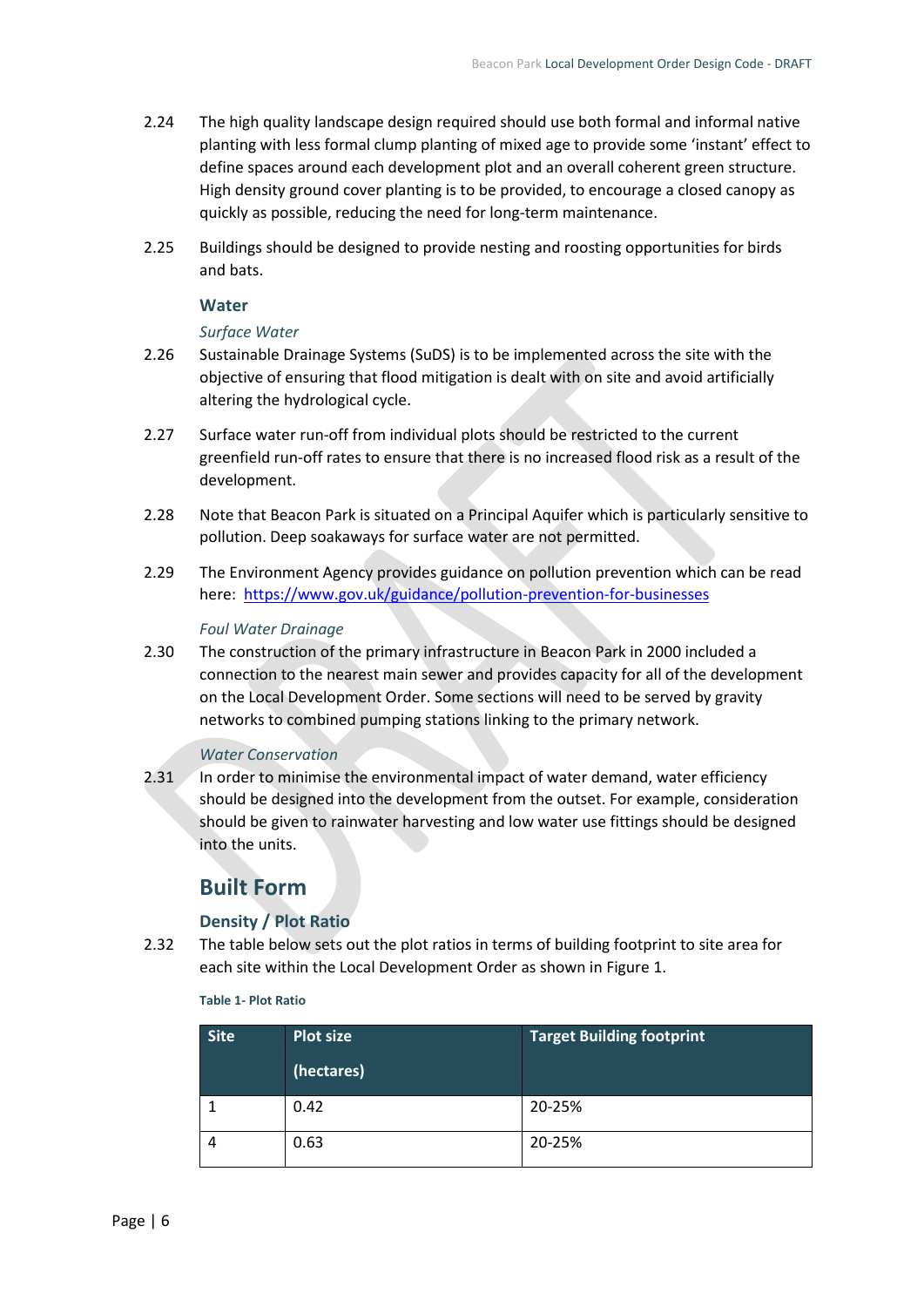2.24 The high quality landscape design required should use both formal and informal native planting with less formal clump planting of mixed age to provide some 'instant' effect to define spaces around each development plot and an overall coherent green structure. High density ground cover planting is to be provided, to encourage a closed canopy as quickly as possible, reducing the need for long-term maintenance.

2.25 Buildings should be designed to provide nesting and roosting opportunities for birds and bats.

### Water

*Surface Water*

2.26 Sustainable Drainage Systems (SuDS) is to be implemented across the site with the objective of ensuring that flood mitigation is dealt with on site and avoid artificially altering the hydrological cycle.

2.27 Surface water run-off from individual plots should be restricted to the current greenfield run-off rates to ensure that there is no increased flood risk as a result of the development.

2.28 Note that Beacon Park is situated on a Principal Aquifer which is particularly sensitive to pollution. Deep soakaways for surface water are not permitted.

2.29 The Environment Agency provides guidance on pollution prevention which can be read here: https://www.gov.uk/guidance/pollution-prevention-for-businesses

*Foul Water Drainage*

2.30 The construction of the primary infrastructure in Beacon Park in 2000 included a connection to the nearest main sewer and provides capacity for all of the development on the Local Development Order. Some sections will need to be served by gravity networks to combined pumping stations linking to the primary network.

*Water Conservation*

2.31 In order to minimise the environmental impact of water demand, water efficiency should be designed into the development from the outset. For example, consideration should be given to rainwater harvesting and low water use fittings should be designed into the units.

## Built Form

### Density / Plot Ratio

2.32 The table below sets out the plot ratios in terms of building footprint to site area for each site within the Local Development Order as shown in Figure 1.

**Table 1- Plot Ratio**

| Site | Plot size (hectares) | Target Building footprint |
|---|---|---|
| 1 | 0.42 | 20-25% |
| 4 | 0.63 | 20-25% |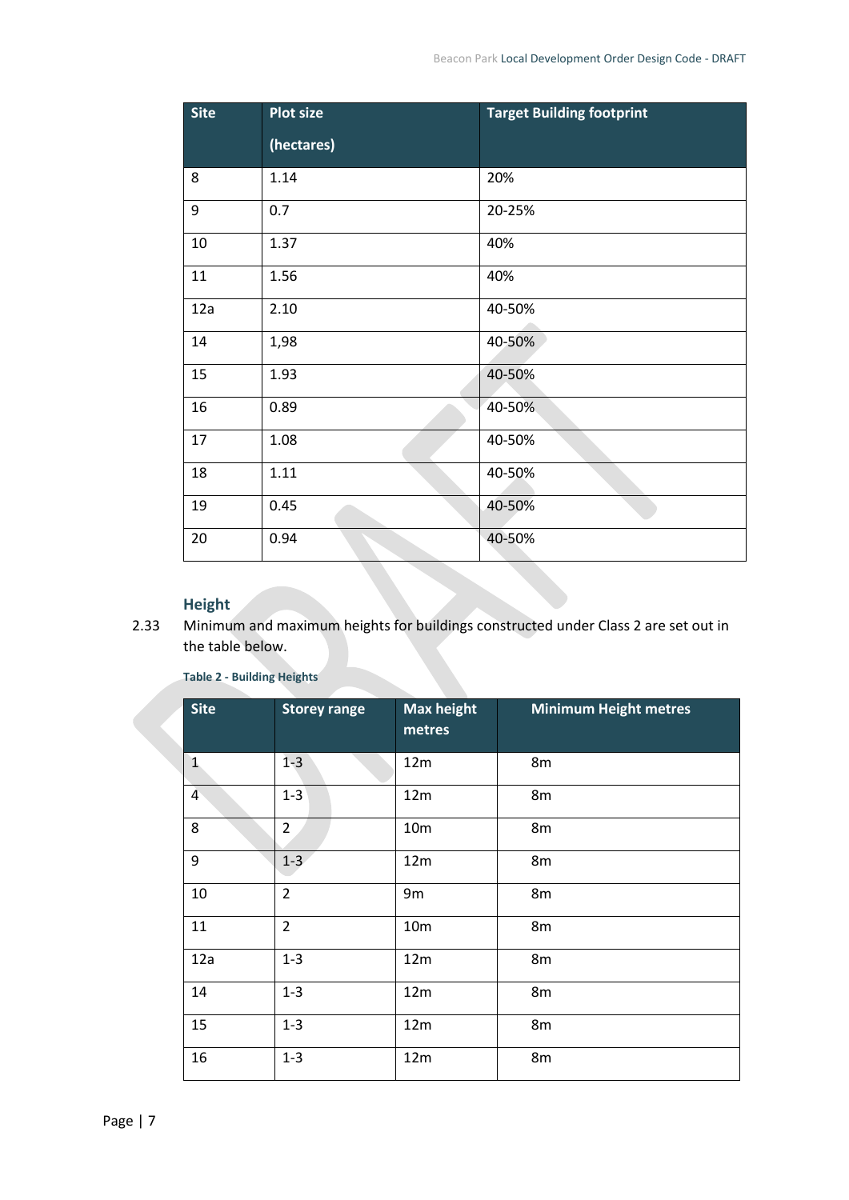| Site | Plot size (hectares) | Target Building footprint |
|---|---|---|
| 8 | 1.14 | 20% |
| 9 | 0.7 | 20-25% |
| 10 | 1.37 | 40% |
| 11 | 1.56 | 40% |
| 12a | 2.10 | 40-50% |
| 14 | 1,98 | 40-50% |
| 15 | 1.93 | 40-50% |
| 16 | 0.89 | 40-50% |
| 17 | 1.08 | 40-50% |
| 18 | 1.11 | 40-50% |
| 19 | 0.45 | 40-50% |
| 20 | 0.94 | 40-50% |

### Height

2.33 Minimum and maximum heights for buildings constructed under Class 2 are set out in the table below.

**Table 2 - Building Heights**

| Site | Storey range | Max height metres | Minimum Height metres |
|---|---|---|---|
| 1 | 1-3 | 12m | 8m |
| 4 | 1-3 | 12m | 8m |
| 8 | 2 | 10m | 8m |
| 9 | 1-3 | 12m | 8m |
| 10 | 2 | 9m | 8m |
| 11 | 2 | 10m | 8m |
| 12a | 1-3 | 12m | 8m |
| 14 | 1-3 | 12m | 8m |
| 15 | 1-3 | 12m | 8m |
| 16 | 1-3 | 12m | 8m |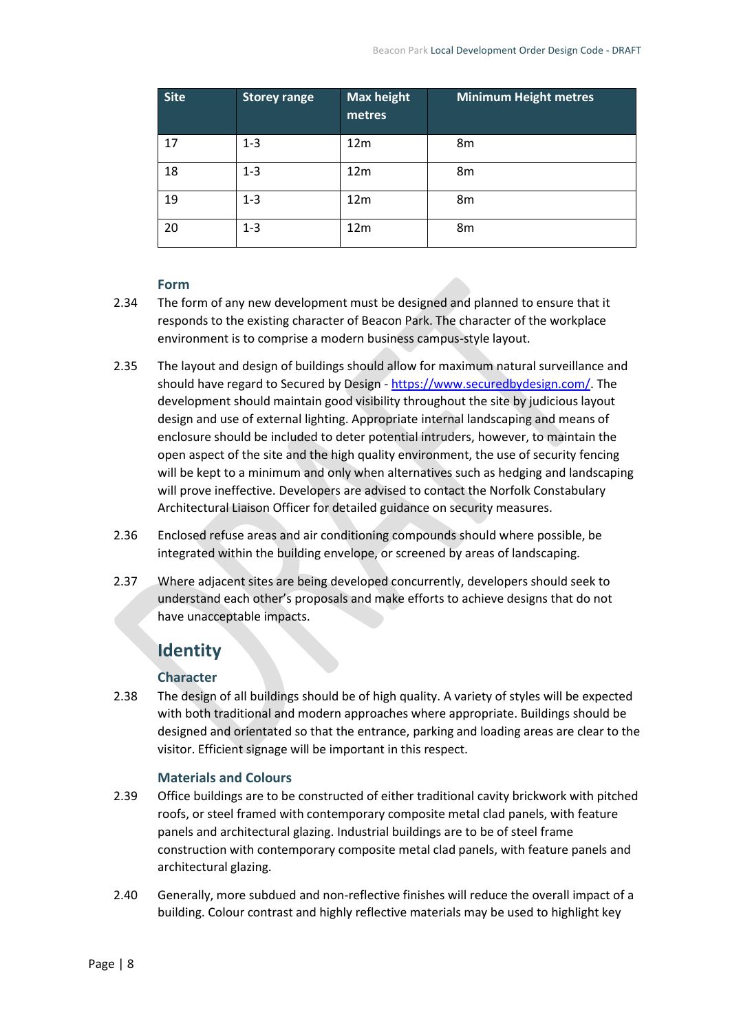| Site | Storey range | Max height metres | Minimum Height metres |
|---|---|---|---|
| 17 | 1-3 | 12m | 8m |
| 18 | 1-3 | 12m | 8m |
| 19 | 1-3 | 12m | 8m |
| 20 | 1-3 | 12m | 8m |

### Form

2.34 The form of any new development must be designed and planned to ensure that it responds to the existing character of Beacon Park. The character of the workplace environment is to comprise a modern business campus-style layout.

2.35 The layout and design of buildings should allow for maximum natural surveillance and should have regard to Secured by Design - https://www.securedbydesign.com/. The development should maintain good visibility throughout the site by judicious layout design and use of external lighting. Appropriate internal landscaping and means of enclosure should be included to deter potential intruders, however, to maintain the open aspect of the site and the high quality environment, the use of security fencing will be kept to a minimum and only when alternatives such as hedging and landscaping will prove ineffective. Developers are advised to contact the Norfolk Constabulary Architectural Liaison Officer for detailed guidance on security measures.

2.36 Enclosed refuse areas and air conditioning compounds should where possible, be integrated within the building envelope, or screened by areas of landscaping.

2.37 Where adjacent sites are being developed concurrently, developers should seek to understand each other's proposals and make efforts to achieve designs that do not have unacceptable impacts.

## Identity

### Character

2.38 The design of all buildings should be of high quality. A variety of styles will be expected with both traditional and modern approaches where appropriate. Buildings should be designed and orientated so that the entrance, parking and loading areas are clear to the visitor. Efficient signage will be important in this respect.

### Materials and Colours

2.39 Office buildings are to be constructed of either traditional cavity brickwork with pitched roofs, or steel framed with contemporary composite metal clad panels, with feature panels and architectural glazing. Industrial buildings are to be of steel frame construction with contemporary composite metal clad panels, with feature panels and architectural glazing.

2.40 Generally, more subdued and non-reflective finishes will reduce the overall impact of a building. Colour contrast and highly reflective materials may be used to highlight key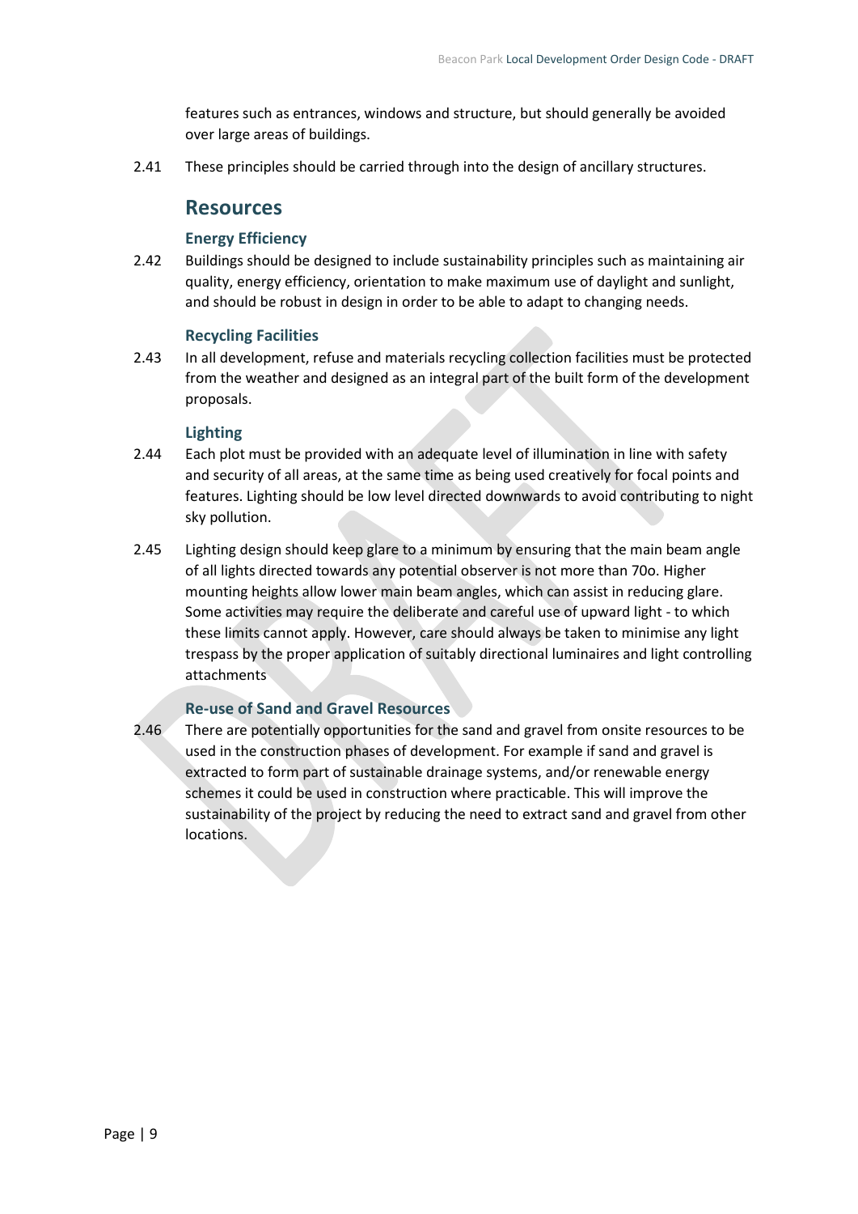features such as entrances, windows and structure, but should generally be avoided over large areas of buildings.

2.41 These principles should be carried through into the design of ancillary structures.

## Resources

### Energy Efficiency

2.42 Buildings should be designed to include sustainability principles such as maintaining air quality, energy efficiency, orientation to make maximum use of daylight and sunlight, and should be robust in design in order to be able to adapt to changing needs.

### Recycling Facilities

2.43 In all development, refuse and materials recycling collection facilities must be protected from the weather and designed as an integral part of the built form of the development proposals.

### Lighting

2.44 Each plot must be provided with an adequate level of illumination in line with safety and security of all areas, at the same time as being used creatively for focal points and features. Lighting should be low level directed downwards to avoid contributing to night sky pollution.

2.45 Lighting design should keep glare to a minimum by ensuring that the main beam angle of all lights directed towards any potential observer is not more than 70o. Higher mounting heights allow lower main beam angles, which can assist in reducing glare. Some activities may require the deliberate and careful use of upward light - to which these limits cannot apply. However, care should always be taken to minimise any light trespass by the proper application of suitably directional luminaires and light controlling attachments

### Re-use of Sand and Gravel Resources

2.46 There are potentially opportunities for the sand and gravel from onsite resources to be used in the construction phases of development. For example if sand and gravel is extracted to form part of sustainable drainage systems, and/or renewable energy schemes it could be used in construction where practicable. This will improve the sustainability of the project by reducing the need to extract sand and gravel from other locations.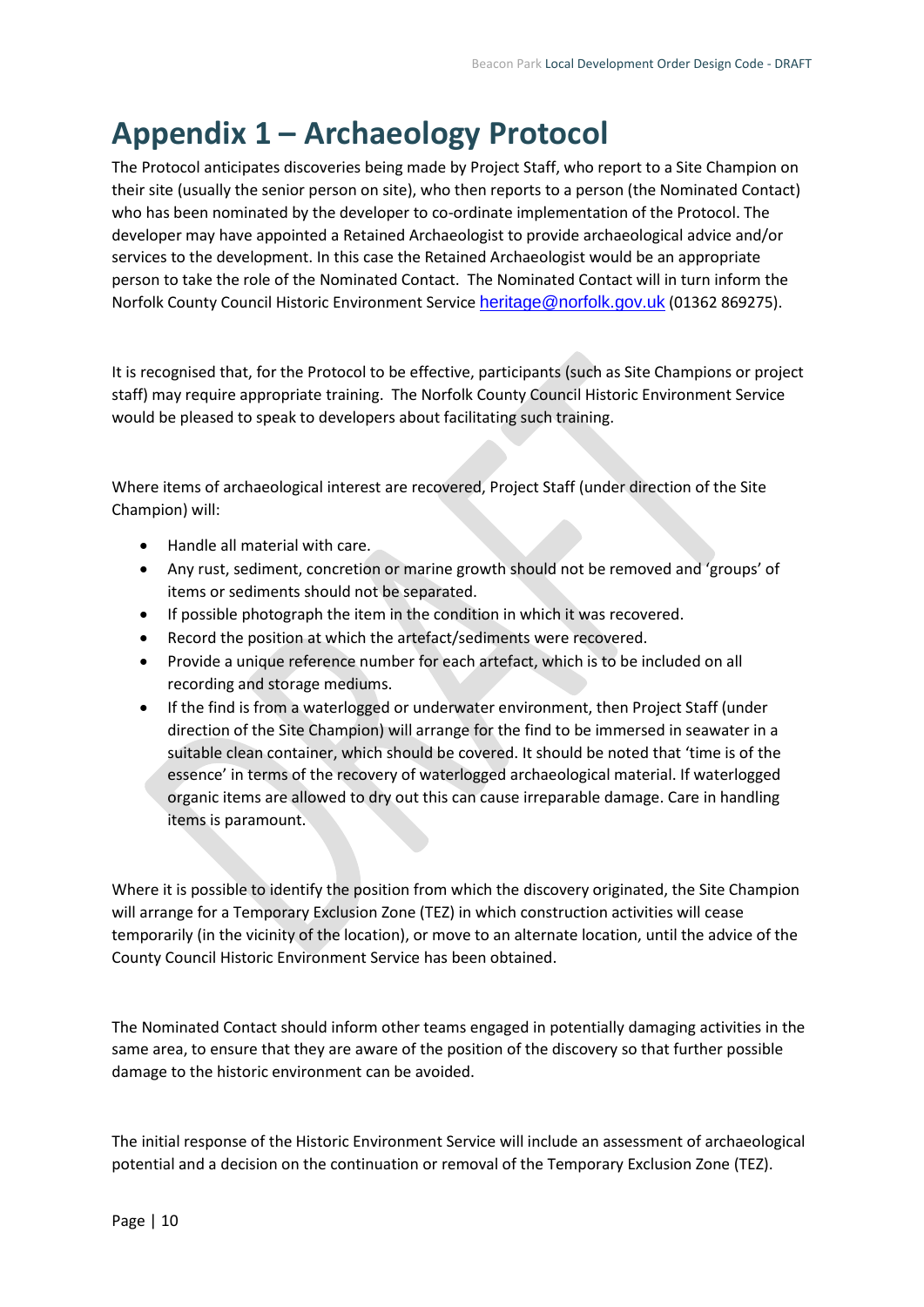# Appendix 1 – Archaeology Protocol

The Protocol anticipates discoveries being made by Project Staff, who report to a Site Champion on their site (usually the senior person on site), who then reports to a person (the Nominated Contact) who has been nominated by the developer to co-ordinate implementation of the Protocol. The developer may have appointed a Retained Archaeologist to provide archaeological advice and/or services to the development. In this case the Retained Archaeologist would be an appropriate person to take the role of the Nominated Contact. The Nominated Contact will in turn inform the Norfolk County Council Historic Environment Service heritage@norfolk.gov.uk (01362 869275).

It is recognised that, for the Protocol to be effective, participants (such as Site Champions or project staff) may require appropriate training. The Norfolk County Council Historic Environment Service would be pleased to speak to developers about facilitating such training.

Where items of archaeological interest are recovered, Project Staff (under direction of the Site Champion) will:

- Handle all material with care.
- Any rust, sediment, concretion or marine growth should not be removed and 'groups' of items or sediments should not be separated.
- If possible photograph the item in the condition in which it was recovered.
- Record the position at which the artefact/sediments were recovered.
- Provide a unique reference number for each artefact, which is to be included on all recording and storage mediums.
- If the find is from a waterlogged or underwater environment, then Project Staff (under direction of the Site Champion) will arrange for the find to be immersed in seawater in a suitable clean container, which should be covered. It should be noted that 'time is of the essence' in terms of the recovery of waterlogged archaeological material. If waterlogged organic items are allowed to dry out this can cause irreparable damage. Care in handling items is paramount.

Where it is possible to identify the position from which the discovery originated, the Site Champion will arrange for a Temporary Exclusion Zone (TEZ) in which construction activities will cease temporarily (in the vicinity of the location), or move to an alternate location, until the advice of the County Council Historic Environment Service has been obtained.

The Nominated Contact should inform other teams engaged in potentially damaging activities in the same area, to ensure that they are aware of the position of the discovery so that further possible damage to the historic environment can be avoided.

The initial response of the Historic Environment Service will include an assessment of archaeological potential and a decision on the continuation or removal of the Temporary Exclusion Zone (TEZ).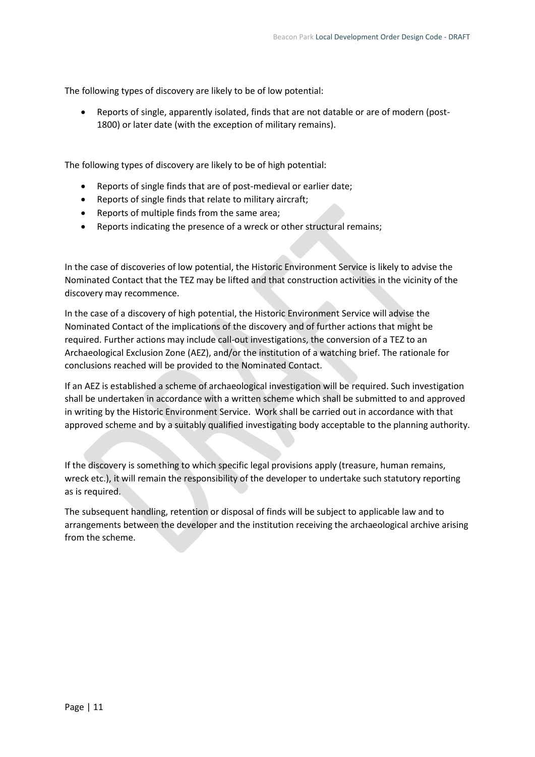The following types of discovery are likely to be of low potential:

- Reports of single, apparently isolated, finds that are not datable or are of modern (post-1800) or later date (with the exception of military remains).

The following types of discovery are likely to be of high potential:

- Reports of single finds that are of post-medieval or earlier date;
- Reports of single finds that relate to military aircraft;
- Reports of multiple finds from the same area;
- Reports indicating the presence of a wreck or other structural remains;

In the case of discoveries of low potential, the Historic Environment Service is likely to advise the Nominated Contact that the TEZ may be lifted and that construction activities in the vicinity of the discovery may recommence.

In the case of a discovery of high potential, the Historic Environment Service will advise the Nominated Contact of the implications of the discovery and of further actions that might be required. Further actions may include call-out investigations, the conversion of a TEZ to an Archaeological Exclusion Zone (AEZ), and/or the institution of a watching brief. The rationale for conclusions reached will be provided to the Nominated Contact.

If an AEZ is established a scheme of archaeological investigation will be required. Such investigation shall be undertaken in accordance with a written scheme which shall be submitted to and approved in writing by the Historic Environment Service. Work shall be carried out in accordance with that approved scheme and by a suitably qualified investigating body acceptable to the planning authority.

If the discovery is something to which specific legal provisions apply (treasure, human remains, wreck etc.), it will remain the responsibility of the developer to undertake such statutory reporting as is required.

The subsequent handling, retention or disposal of finds will be subject to applicable law and to arrangements between the developer and the institution receiving the archaeological archive arising from the scheme.